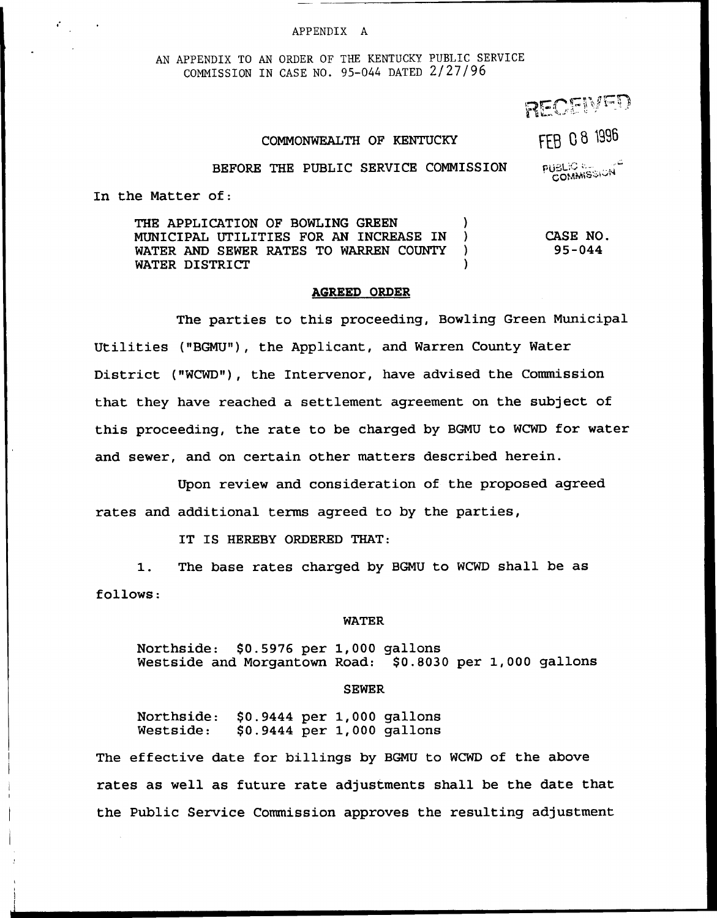APPENDIX A

AN APPENDIX TO AN ORDER OF THE KENTUCKY PUBLIC SERVICE COMMISSION IN CASE NO. 95-044 DATED 2/27/96

RECEIVED

FEB 08 1996

PUBLIC SERVICE COMMISSION

COMMONWEALTH OF KENTUCKY

BEFORE THE PUBLIC SERVICE COMMISSION

In the Matter of:

| | | |
|---|---|---|
| THE APPLICATION OF BOWLING GREEN MUNICIPAL UTILITIES FOR AN INCREASE IN WATER AND SEWER RATES TO WARREN COUNTY WATER DISTRICT | ) ) ) ) | CASE NO. 95-044 |

**AGREED ORDER**

The parties to this proceeding, Bowling Green Municipal Utilities ("BGMU"), the Applicant, and Warren County Water District ("WCWD"), the Intervenor, have advised the Commission that they have reached a settlement agreement on the subject of this proceeding, the rate to be charged by BGMU to WCWD for water and sewer, and on certain other matters described herein.

Upon review and consideration of the proposed agreed rates and additional terms agreed to by the parties,

IT IS HEREBY ORDERED THAT:

1. The base rates charged by BGMU to WCWD shall be as follows:

WATER

Northside: $0.5976 per 1,000 gallons
Westside and Morgantown Road: $0.8030 per 1,000 gallons

SEWER

Northside: $0.9444 per 1,000 gallons
Westside: $0.9444 per 1,000 gallons

The effective date for billings by BGMU to WCWD of the above rates as well as future rate adjustments shall be the date that the Public Service Commission approves the resulting adjustment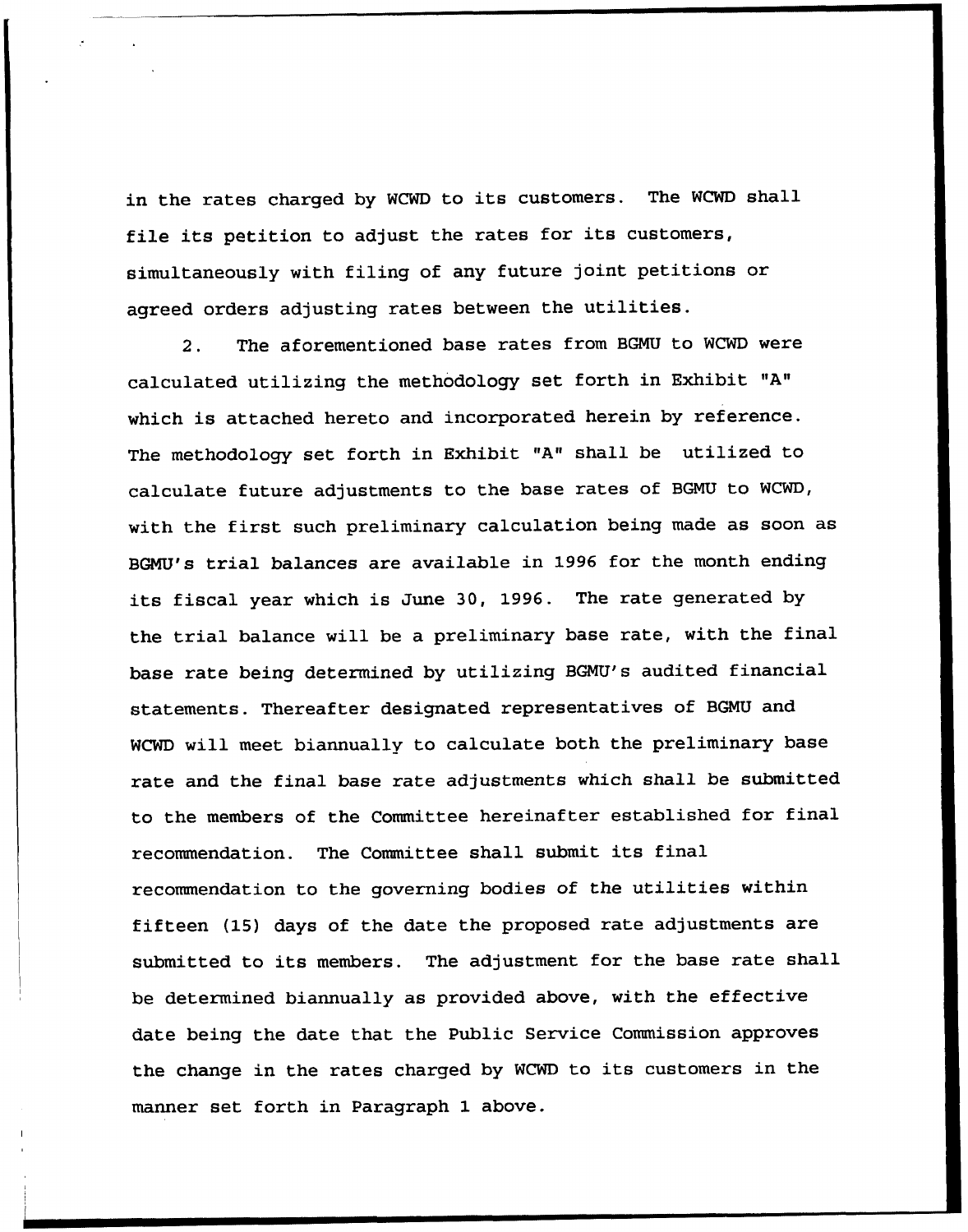in the rates charged by WCWD to its customers. The WCWD shall file its petition to adjust the rates for its customers, simultaneously with filing of any future joint petitions or agreed orders adjusting rates between the utilities.

2. The aforementioned base rates from BGMU to WCWD were calculated utilizing the methodology set forth in Exhibit "A" which is attached hereto and incorporated herein by reference. The methodology set forth in Exhibit "A" shall be utilized to calculate future adjustments to the base rates of BGMU to WCWD, with the first such preliminary calculation being made as soon as BGMU's trial balances are available in 1996 for the month ending its fiscal year which is June 30, 1996. The rate generated by the trial balance will be a preliminary base rate, with the final base rate being determined by utilizing BGMU's audited financial statements. Thereafter designated representatives of BGMU and WCWD will meet biannually to calculate both the preliminary base rate and the final base rate adjustments which shall be submitted to the members of the Committee hereinafter established for final recommendation. The Committee shall submit its final recommendation to the governing bodies of the utilities within fifteen (15) days of the date the proposed rate adjustments are submitted to its members. The adjustment for the base rate shall be determined biannually as provided above, with the effective date being the date that the Public Service Commission approves the change in the rates charged by WCWD to its customers in the manner set forth in Paragraph 1 above.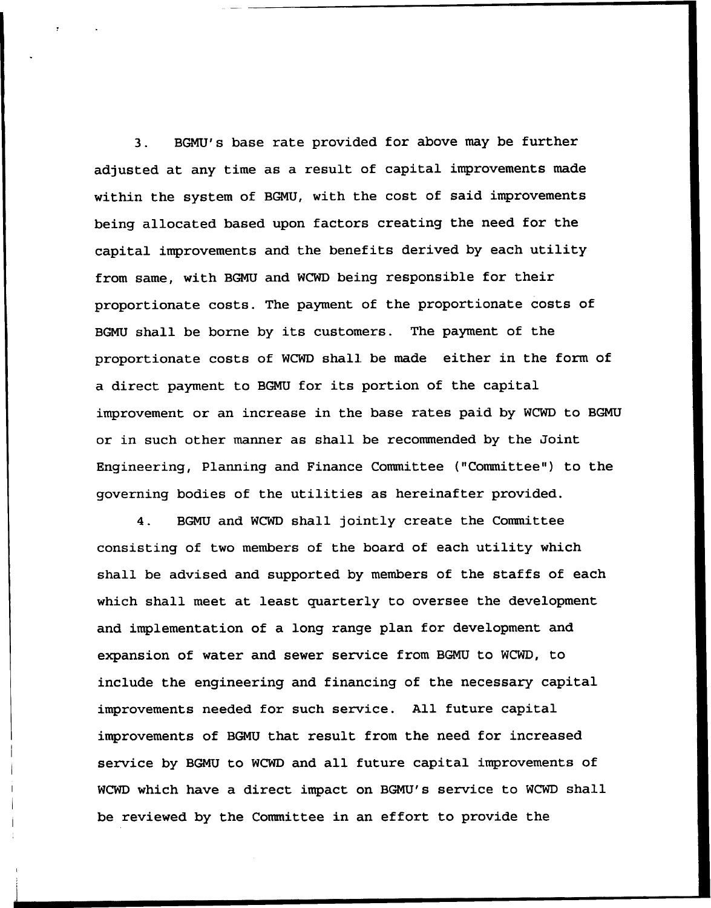3. BGMU's base rate provided for above may be further adjusted at any time as a result of capital improvements made within the system of BGMU, with the cost of said improvements being allocated based upon factors creating the need for the capital improvements and the benefits derived by each utility from same, with BGMU and WCWD being responsible for their proportionate costs. The payment of the proportionate costs of BGMU shall be borne by its customers. The payment of the proportionate costs of WCWD shall be made either in the form of a direct payment to BGMU for its portion of the capital improvement or an increase in the base rates paid by WCWD to BGMU or in such other manner as shall be recommended by the Joint Engineering, Planning and Finance Committee ("Committee") to the governing bodies of the utilities as hereinafter provided.

4. BGMU and WCWD shall jointly create the Committee consisting of two members of the board of each utility which shall be advised and supported by members of the staffs of each which shall meet at least quarterly to oversee the development and implementation of a long range plan for development and expansion of water and sewer service from BGMU to WCWD, to include the engineering and financing of the necessary capital improvements needed for such service. All future capital improvements of BGMU that result from the need for increased service by BGMU to WCWD and all future capital improvements of WCWD which have a direct impact on BGMU's service to WCWD shall be reviewed by the Committee in an effort to provide the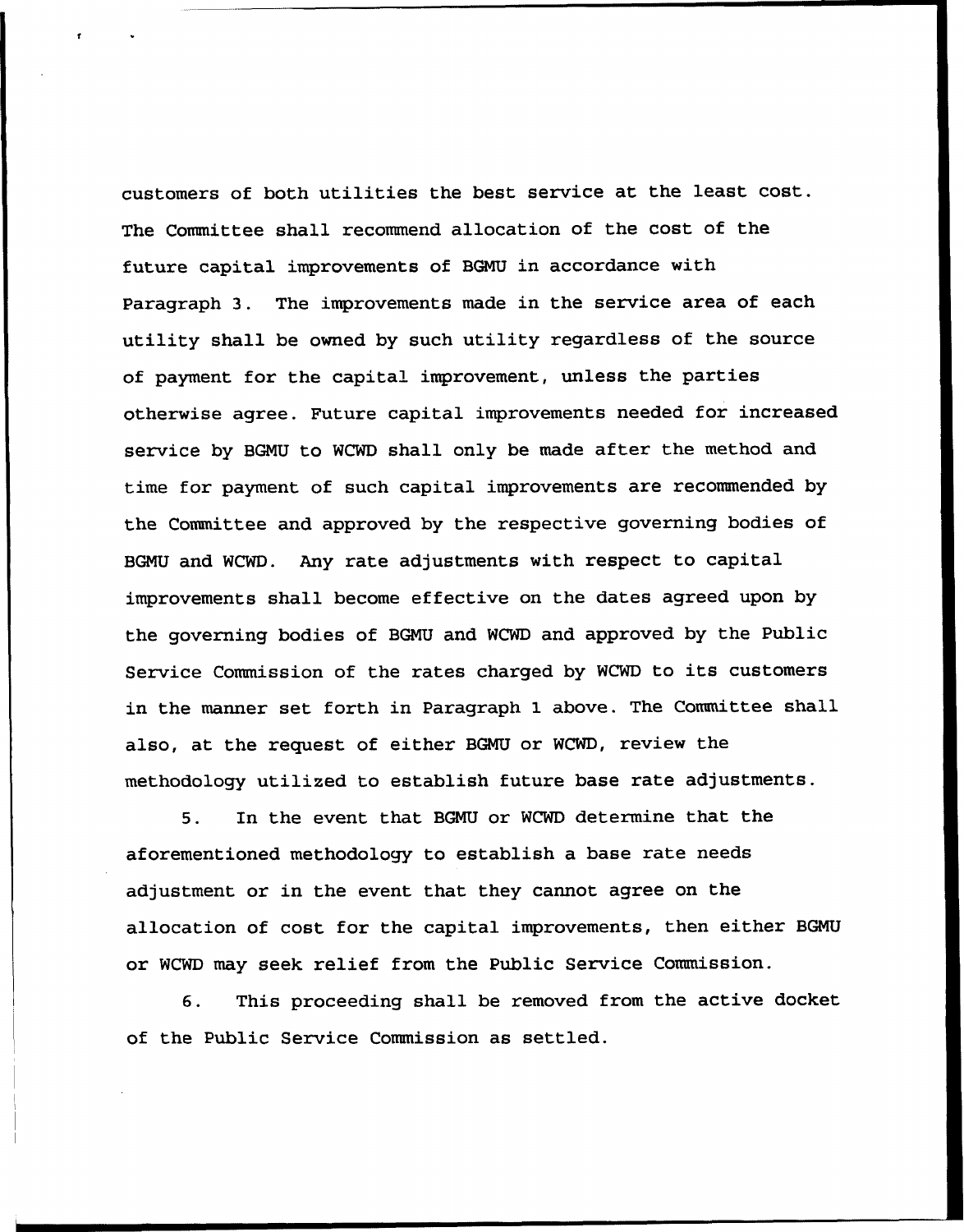customers of both utilities the best service at the least cost. The Committee shall recommend allocation of the cost of the future capital improvements of BGMU in accordance with Paragraph 3. The improvements made in the service area of each utility shall be owned by such utility regardless of the source of payment for the capital improvement, unless the parties otherwise agree. Future capital improvements needed for increased service by BGMU to WCWD shall only be made after the method and time for payment of such capital improvements are recommended by the Committee and approved by the respective governing bodies of BGMU and WCWD. Any rate adjustments with respect to capital improvements shall become effective on the dates agreed upon by the governing bodies of BGMU and WCWD and approved by the Public Service Commission of the rates charged by WCWD to its customers in the manner set forth in Paragraph 1 above. The Committee shall also, at the request of either BGMU or WCWD, review the methodology utilized to establish future base rate adjustments.

5. In the event that BGMU or WCWD determine that the aforementioned methodology to establish a base rate needs adjustment or in the event that they cannot agree on the allocation of cost for the capital improvements, then either BGMU or WCWD may seek relief from the Public Service Commission.

6. This proceeding shall be removed from the active docket of the Public Service Commission as settled.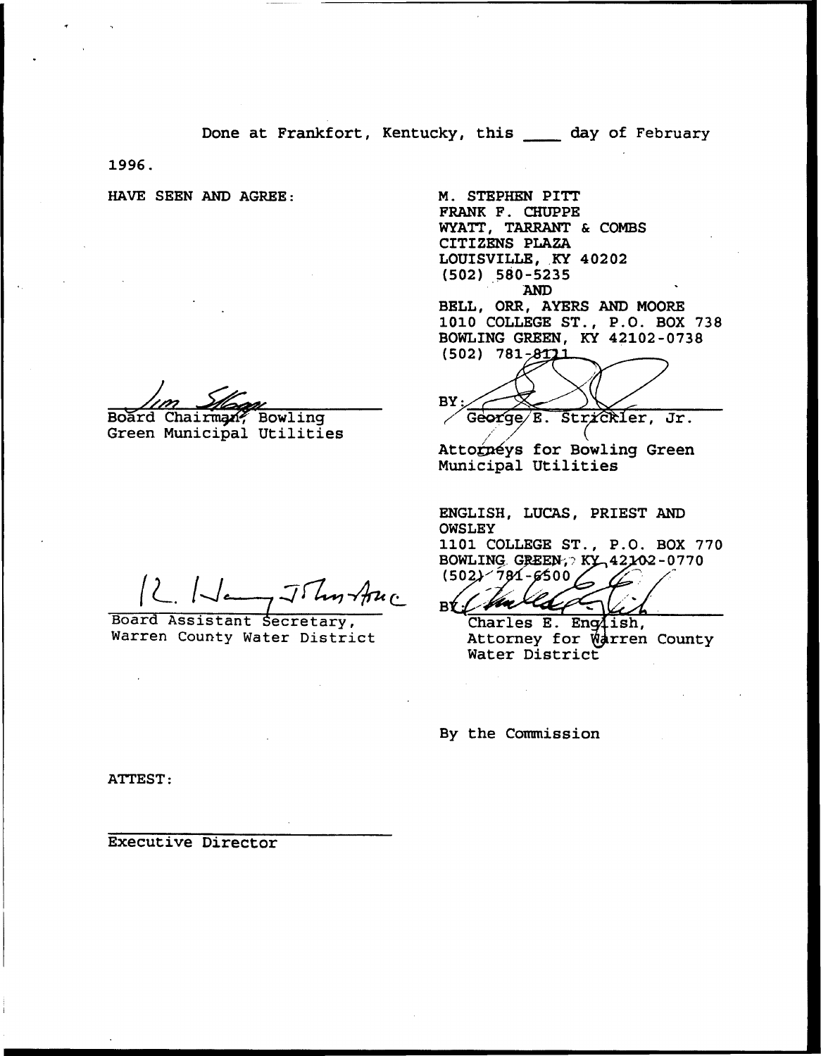Done at Frankfort, Kentucky, this ____ day of February 1996.

HAVE SEEN AND AGREE:

M. STEPHEN PITT
FRANK F. CHUPPE
WYATT, TARRANT & COMBS
CITIZENS PLAZA
LOUISVILLE, KY 40202
(502) 580-5235
AND
BELL, ORR, AYERS AND MOORE
1010 COLLEGE ST., P.O. BOX 738
BOWLING GREEN, KY 42102-0738
(502) 781-8121

BY: ______________________________
George E. Strickler, Jr.

Attorneys for Bowling Green Municipal Utilities

______________________________
Board Chairman, Bowling Green Municipal Utilities

ENGLISH, LUCAS, PRIEST AND OWSLEY
1101 COLLEGE ST., P.O. BOX 770
BOWLING GREEN, KY 42102-0770
(502) 781-6500

BY: ______________________________
Charles E. English,
Attorney for Warren County Water District

______________________________
Board Assistant Secretary, Warren County Water District

By the Commission

ATTEST:

______________________________
Executive Director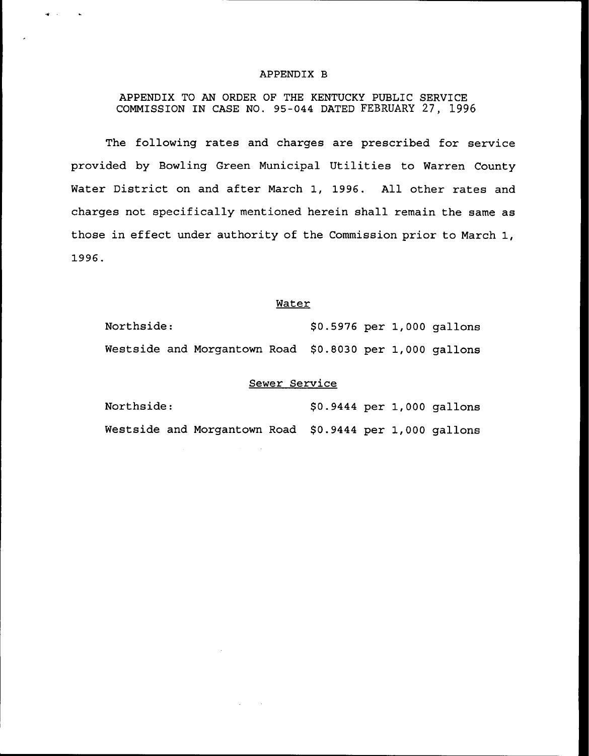# APPENDIX B

APPENDIX TO AN ORDER OF THE KENTUCKY PUBLIC SERVICE COMMISSION IN CASE NO. 95-044 DATED FEBRUARY 27, 1996

The following rates and charges are prescribed for service provided by Bowling Green Municipal Utilities to Warren County Water District on and after March 1, 1996. All other rates and charges not specifically mentioned herein shall remain the same as those in effect under authority of the Commission prior to March 1, 1996.

## Water

| | |
|---|---|
| Northside: | $0.5976 per 1,000 gallons |
| Westside and Morgantown Road | $0.8030 per 1,000 gallons |

## Sewer Service

| | |
|---|---|
| Northside: | $0.9444 per 1,000 gallons |
| Westside and Morgantown Road | $0.9444 per 1,000 gallons |